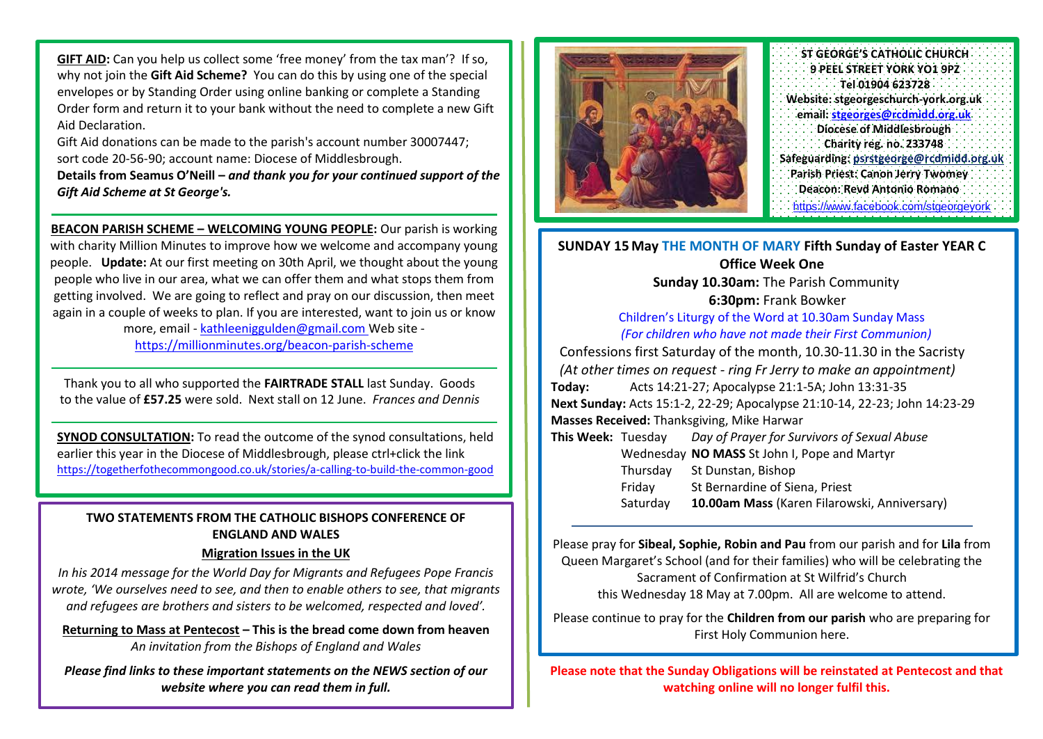**GIFT AID:** Can you help us collect some 'free money' from the tax man'? If so, why not join the **Gift Aid Scheme?** You can do this by using one of the special envelopes or by Standing Order using online banking or complete a Standing Order form and return it to your bank without the need to complete a new Gift Aid Declaration.

Gift Aid donations can be made to the parish's account number 30007447; sort code 20-56-90; account name: Diocese of Middlesbrough.

**Details from Seamus O'Neill –** ***and thank you for your continued support of the Gift Aid Scheme at St George's.***

---

**BEACON PARISH SCHEME – WELCOMING YOUNG PEOPLE:** Our parish is working with charity Million Minutes to improve how we welcome and accompany young people. **Update:** At our first meeting on 30th April, we thought about the young people who live in our area, what we can offer them and what stops them from getting involved. We are going to reflect and pray on our discussion, then meet again in a couple of weeks to plan. If you are interested, want to join us or know more, email - kathleenigguIden@gmail.com Web site - https://millionminutes.org/beacon-parish-scheme

---

Thank you to all who supported the **FAIRTRADE STALL** last Sunday. Goods to the value of **£57.25** were sold. Next stall on 12 June. *Frances and Dennis*

---

**SYNOD CONSULTATION:** To read the outcome of the synod consultations, held earlier this year in the Diocese of Middlesbrough, please ctrl+click the link https://togetherfothecommongood.co.uk/stories/a-calling-to-build-the-common-good

---

**TWO STATEMENTS FROM THE CATHOLIC BISHOPS CONFERENCE OF ENGLAND AND WALES**

**Migration Issues in the UK**

*In his 2014 message for the World Day for Migrants and Refugees Pope Francis wrote, 'We ourselves need to see, and then to enable others to see, that migrants and refugees are brothers and sisters to be welcomed, respected and loved'.*

**Returning to Mass at Pentecost – This is the bread come down from heaven**
*An invitation from the Bishops of England and Wales*

***Please find links to these important statements on the NEWS section of our website where you can read them in full.***

---

**ST GEORGE'S CATHOLIC CHURCH**
**9 PEEL STREET YORK YO1 9PZ**
**Tel 01904 623728**
**Website: stgeorgeschurch-york.org.uk**
**email: stgeorges@rcdmidd.org.uk**
**Diocese of Middlesbrough**
**Charity reg. no. 233748**
**Safeguarding: psrstgeorge@rcdmidd.org.uk**
**Parish Priest: Canon Jerry Twomey**
**Deacon: Revd Antonio Romano**
https://www.facebook.com/stgeorgeyork

---

**SUNDAY 15 May THE MONTH OF MARY Fifth Sunday of Easter YEAR C**
**Office Week One**

**Sunday 10.30am:** The Parish Community
**6:30pm:** Frank Bowker

Children's Liturgy of the Word at 10.30am Sunday Mass
*(For children who have not made their First Communion)*

Confessions first Saturday of the month, 10.30-11.30 in the Sacristy
*(At other times on request - ring Fr Jerry to make an appointment)*

**Today:** Acts 14:21-27; Apocalypse 21:1-5A; John 13:31-35
**Next Sunday:** Acts 15:1-2, 22-29; Apocalypse 21:10-14, 22-23; John 14:23-29
**Masses Received:** Thanksgiving, Mike Harwar

**This Week:**

| | |
|---|---|
| Tuesday | *Day of Prayer for Survivors of Sexual Abuse* |
| Wednesday | **NO MASS** St John I, Pope and Martyr |
| Thursday | St Dunstan, Bishop |
| Friday | St Bernardine of Siena, Priest |
| Saturday | **10.00am Mass** (Karen Filarowski, Anniversary) |

---

Please pray for **Sibeal, Sophie, Robin and Pau** from our parish and for **Lila** from Queen Margaret's School (and for their families) who will be celebrating the Sacrament of Confirmation at St Wilfrid's Church this Wednesday 18 May at 7.00pm. All are welcome to attend.

Please continue to pray for the **Children from our parish** who are preparing for First Holy Communion here.

**Please note that the Sunday Obligations will be reinstated at Pentecost and that watching online will no longer fulfil this.**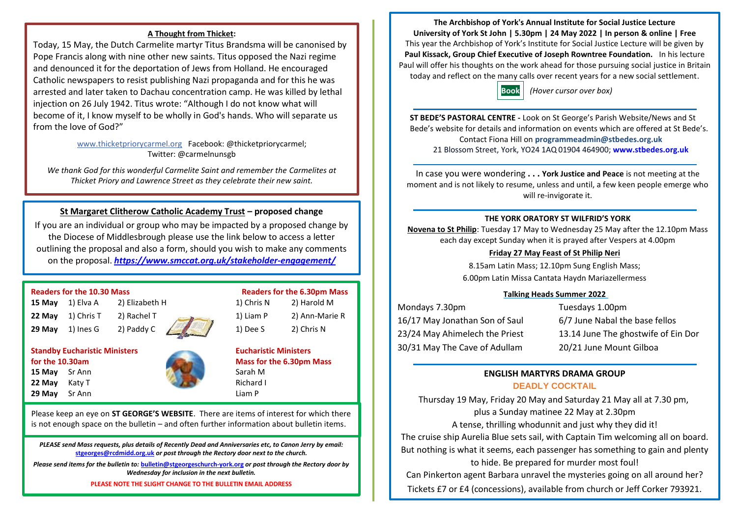**A Thought from Thicket:**

Today, 15 May, the Dutch Carmelite martyr Titus Brandsma will be canonised by Pope Francis along with nine other new saints. Titus opposed the Nazi regime and denounced it for the deportation of Jews from Holland. He encouraged Catholic newspapers to resist publishing Nazi propaganda and for this he was arrested and later taken to Dachau concentration camp. He was killed by lethal injection on 26 July 1942. Titus wrote: "Although I do not know what will become of it, I know myself to be wholly in God's hands. Who will separate us from the love of God?"

www.thicketpriorycarmel.org Facebook: @thicketpriorycarmel; Twitter: @carmelnunsgb

*We thank God for this wonderful Carmelite Saint and remember the Carmelites at Thicket Priory and Lawrence Street as they celebrate their new saint.*

**St Margaret Clitherow Catholic Academy Trust – proposed change**

If you are an individual or group who may be impacted by a proposed change by the Diocese of Middlesbrough please use the link below to access a letter outlining the proposal and also a form, should you wish to make any comments on the proposal. ***https://www.smccat.org.uk/stakeholder-engagement/***

**Readers for the 10.30 Mass**

| | | |
|---|---|---|
| **15 May** | 1) Elva A | 2) Elizabeth H |
| **22 May** | 1) Chris T | 2) Rachel T |
| **29 May** | 1) Ines G | 2) Paddy C |

**Readers for the 6.30pm Mass**

| | |
|---|---|
| 1) Chris N | 2) Harold M |
| 1) Liam P | 2) Ann-Marie R |
| 1) Dee S | 2) Chris N |

**Standby Eucharistic Ministers for the 10.30am**

**15 May** Sr Ann
**22 May** Katy T
**29 May** Sr Ann

**Eucharistic Ministers Mass for the 6.30pm Mass**

Sarah M
Richard I
Liam P

Please keep an eye on **ST GEORGE'S WEBSITE**. There are items of interest for which there is not enough space on the bulletin – and often further information about bulletin items.

***PLEASE send Mass requests, plus details of Recently Dead and Anniversaries etc, to Canon Jerry by email: stgeorges@rcdmidd.org.uk or post through the Rectory door next to the church.***

***Please send items for the bulletin to: bulletin@stgeorgeschurch-york.org or post through the Rectory door by Wednesday for inclusion in the next bulletin.***

**PLEASE NOTE THE SLIGHT CHANGE TO THE BULLETIN EMAIL ADDRESS**

**The Archbishop of York's Annual Institute for Social Justice Lecture**
**University of York St John | 5.30pm | 24 May 2022 | In person & online | Free**

This year the Archbishop of York's Institute for Social Justice Lecture will be given by **Paul Kissack, Group Chief Executive of Joseph Rowntree Foundation.** In his lecture Paul will offer his thoughts on the work ahead for those pursuing social justice in Britain today and reflect on the many calls over recent years for a new social settlement.

**Book** *(Hover cursor over box)*

**ST BEDE'S PASTORAL CENTRE -** Look on St George's Parish Website/News and St Bede's website for details and information on events which are offered at St Bede's. Contact Fiona Hill on **programmeadmin@stbedes.org.uk**
21 Blossom Street, York, YO24 1AQ 01904 464900; **www.stbedes.org.uk**

In case you were wondering **. . . York Justice and Peace** is not meeting at the moment and is not likely to resume, unless and until, a few keen people emerge who will re-invigorate it.

**THE YORK ORATORY ST WILFRID'S YORK**

**Novena to St Philip**: Tuesday 17 May to Wednesday 25 May after the 12.10pm Mass each day except Sunday when it is prayed after Vespers at 4.00pm

**Friday 27 May Feast of St Philip Neri**

8.15am Latin Mass; 12.10pm Sung English Mass;
6.00pm Latin Missa Cantata Haydn Mariazellermess

**Talking Heads Summer 2022**

| Mondays 7.30pm | Tuesdays 1.00pm |
|---|---|
| 16/17 May Jonathan Son of Saul | 6/7 June Nabal the base fellos |
| 23/24 May Ahimelech the Priest | 13.14 June The ghostwife of Ein Dor |
| 30/31 May The Cave of Adullam | 20/21 June Mount Gilboa |

**ENGLISH MARTYRS DRAMA GROUP**

**DEADLY COCKTAIL**

Thursday 19 May, Friday 20 May and Saturday 21 May all at 7.30 pm, plus a Sunday matinee 22 May at 2.30pm

A tense, thrilling whodunnit and just why they did it!

The cruise ship Aurelia Blue sets sail, with Captain Tim welcoming all on board. But nothing is what it seems, each passenger has something to gain and plenty to hide. Be prepared for murder most foul!

Can Pinkerton agent Barbara unravel the mysteries going on all around her?

Tickets £7 or £4 (concessions), available from church or Jeff Corker 793921.